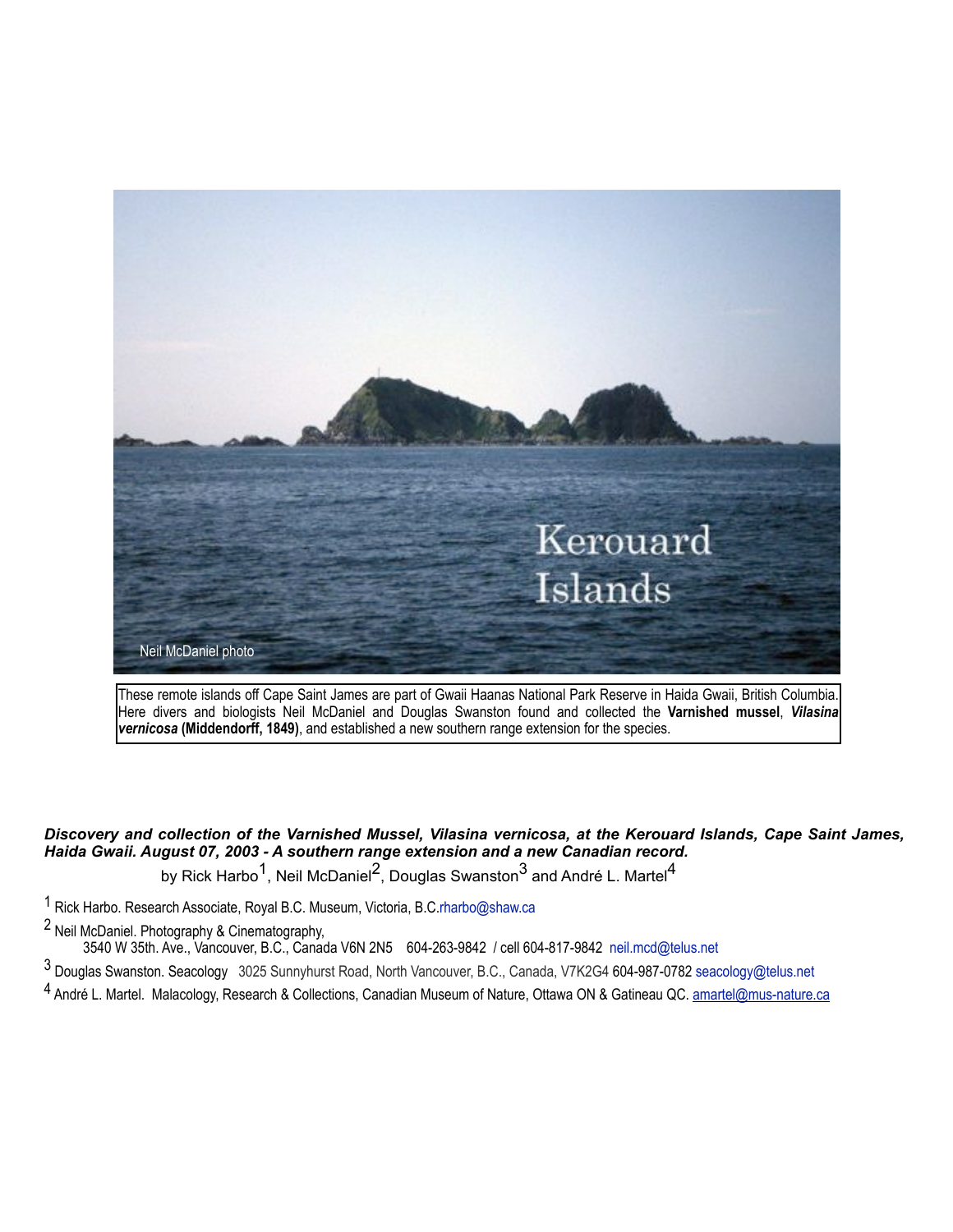These remote islands off Cape Saint James are part of Gwaii Haanas National Park Reserve in Haida Gwaii, British Columbia. Here divers and biologists Neil McDaniel and Douglas Swanston found and collected the **Varnished mussel**, ***Vilasina vernicosa*** **(Middendorff, 1849)**, and established a new southern range extension for the species.

***Discovery and collection of the Varnished Mussel, Vilasina vernicosa, at the Kerouard Islands, Cape Saint James, Haida Gwaii. August 07, 2003 - A southern range extension and a new Canadian record.***

by Rick Harbo[1], Neil McDaniel[2], Douglas Swanston[3] and André L. Martel[4]

[1] Rick Harbo. Research Associate, Royal B.C. Museum, Victoria, B.C.rharbo@shaw.ca

[2] Neil McDaniel. Photography & Cinematography,
3540 W 35th. Ave., Vancouver, B.C., Canada V6N 2N5 604-263-9842 / cell 604-817-9842 neil.mcd@telus.net

[3] Douglas Swanston. Seacology 3025 Sunnyhurst Road, North Vancouver, B.C., Canada, V7K2G4 604-987-0782 seacology@telus.net

[4] André L. Martel. Malacology, Research & Collections, Canadian Museum of Nature, Ottawa ON & Gatineau QC. amartel@mus-nature.ca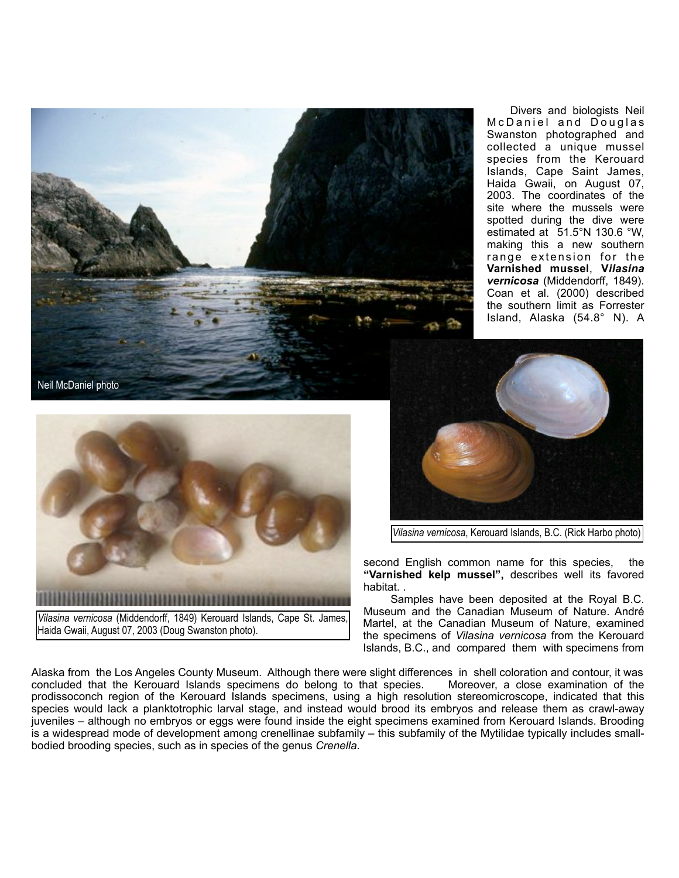Divers and biologists Neil McDaniel and Douglas Swanston photographed and collected a unique mussel species from the Kerouard Islands, Cape Saint James, Haida Gwaii, on August 07, 2003. The coordinates of the site where the mussels were spotted during the dive were estimated at 51.5°N 130.6 °W, making this a new southern range extension for the **Varnished mussel**, ***Vilasina vernicosa*** (Middendorff, 1849). Coan et al. (2000) described the southern limit as Forrester Island, Alaska (54.8° N). A second English common name for this species, the **"Varnished kelp mussel",** describes well its favored habitat. .

Neil McDaniel photo

*Vilasina vernicosa*, Kerouard Islands, B.C. (Rick Harbo photo)

*Vilasina vernicosa* (Middendorff, 1849) Kerouard Islands, Cape St. James, Haida Gwaii, August 07, 2003 (Doug Swanston photo).

Samples have been deposited at the Royal B.C. Museum and the Canadian Museum of Nature. André Martel, at the Canadian Museum of Nature, examined the specimens of *Vilasina vernicosa* from the Kerouard Islands, B.C., and compared them with specimens from Alaska from the Los Angeles County Museum. Although there were slight differences in shell coloration and contour, it was concluded that the Kerouard Islands specimens do belong to that species. Moreover, a close examination of the prodissoconch region of the Kerouard Islands specimens, using a high resolution stereomicroscope, indicated that this species would lack a planktotrophic larval stage, and instead would brood its embryos and release them as crawl-away juveniles – although no embryos or eggs were found inside the eight specimens examined from Kerouard Islands. Brooding is a widespread mode of development among crenellinae subfamily – this subfamily of the Mytilidae typically includes small-bodied brooding species, such as in species of the genus *Crenella*.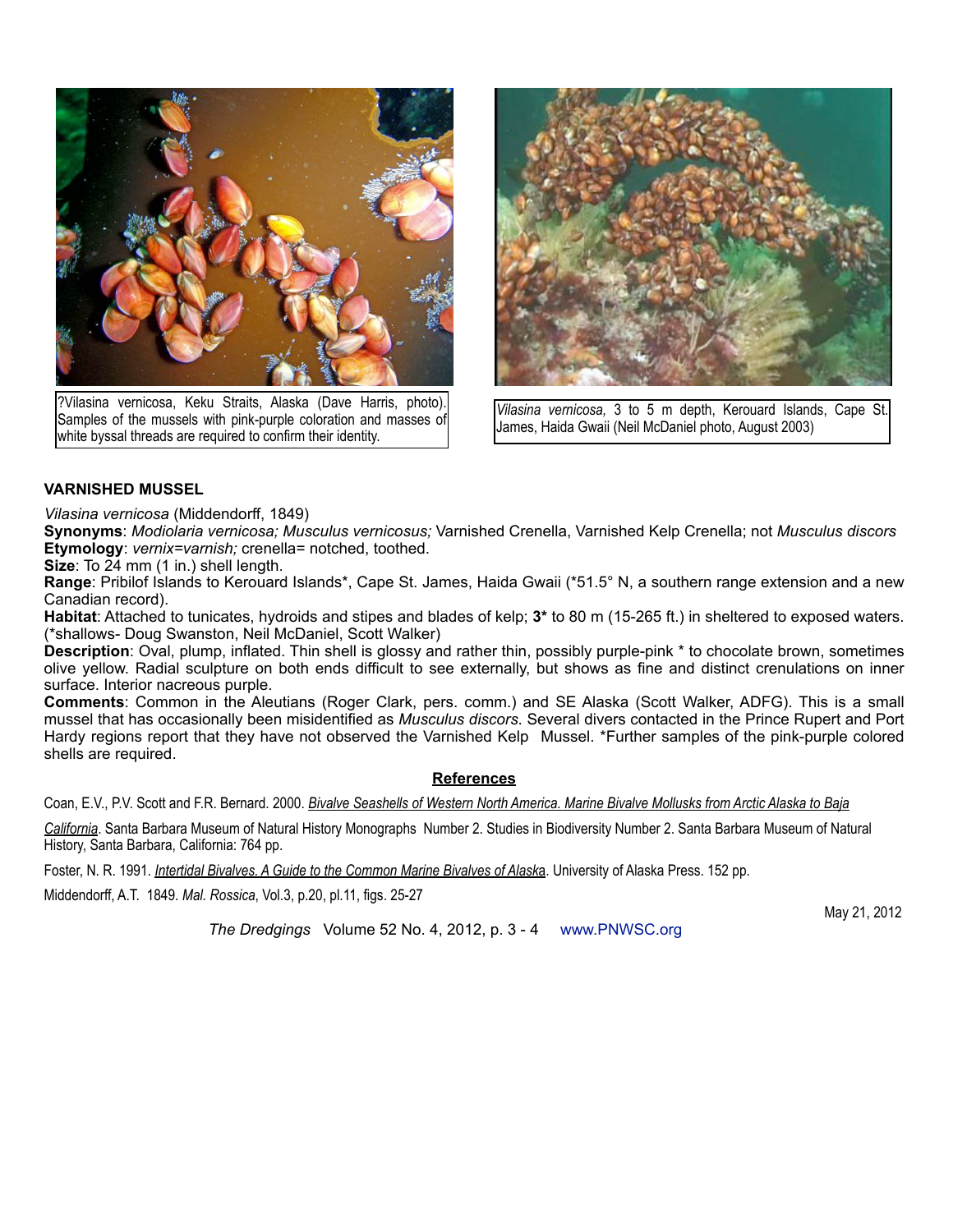?Vilasina vernicosa, Keku Straits, Alaska (Dave Harris, photo). Samples of the mussels with pink-purple coloration and masses of white byssal threads are required to confirm their identity.

*Vilasina vernicosa,* 3 to 5 m depth, Kerouard Islands, Cape St. James, Haida Gwaii (Neil McDaniel photo, August 2003)

**VARNISHED MUSSEL**

*Vilasina vernicosa* (Middendorff, 1849)

**Synonyms**: *Modiolaria vernicosa; Musculus vernicosus;* Varnished Crenella, Varnished Kelp Crenella; not *Musculus discors*

**Etymology**: *vernix=varnish;* crenella= notched, toothed.

**Size**: To 24 mm (1 in.) shell length.

**Range**: Pribilof Islands to Kerouard Islands*, Cape St. James, Haida Gwaii (*51.5° N, a southern range extension and a new Canadian record).

**Habitat**: Attached to tunicates, hydroids and stipes and blades of kelp; **3*** to 80 m (15-265 ft.) in sheltered to exposed waters. (*shallows- Doug Swanston, Neil McDaniel, Scott Walker)

**Description**: Oval, plump, inflated. Thin shell is glossy and rather thin, possibly purple-pink * to chocolate brown, sometimes olive yellow. Radial sculpture on both ends difficult to see externally, but shows as fine and distinct crenulations on inner surface. Interior nacreous purple.

**Comments**: Common in the Aleutians (Roger Clark, pers. comm.) and SE Alaska (Scott Walker, ADFG). This is a small mussel that has occasionally been misidentified as *Musculus discors.* Several divers contacted in the Prince Rupert and Port Hardy regions report that they have not observed the Varnished Kelp Mussel. *Further samples of the pink-purple colored shells are required.

## References

Coan, E.V., P.V. Scott and F.R. Bernard. 2000. *Bivalve Seashells of Western North America. Marine Bivalve Mollusks from Arctic Alaska to Baja California*. Santa Barbara Museum of Natural History Monographs Number 2. Studies in Biodiversity Number 2. Santa Barbara Museum of Natural History, Santa Barbara, California: 764 pp.

Foster, N. R. 1991. *Intertidal Bivalves. A Guide to the Common Marine Bivalves of Alaska*. University of Alaska Press. 152 pp.

Middendorff, A.T. 1849. *Mal. Rossica*, Vol.3, p.20, pl.11, figs. 25-27

May 21, 2012